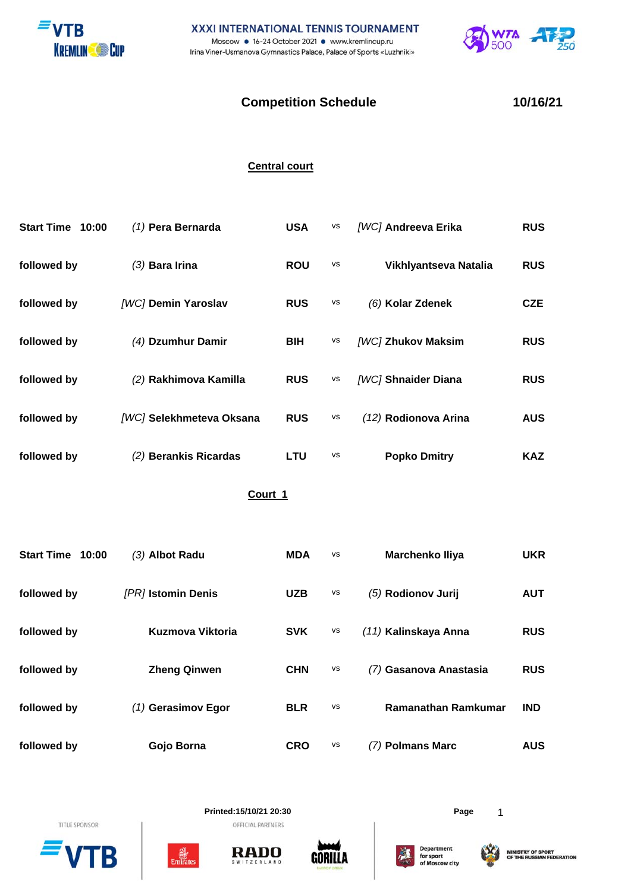XXXI INTERNATIONAL TENNIS TOURNAMENT

Moscow ● 16-24 October 2021 ● www.kremlincup.ru

Irina Viner-Usmanova Gymnastics Palace, Palace of Sports «Luzhniki»

## Competition Schedule

10/16/21

### Central court

| | | | | | |
|---|---|---|---|---|---|
| **Start Time 10:00** | *(1)* **Pera Bernarda** | **USA** | vs | *[WC]* **Andreeva Erika** | **RUS** |
| **followed by** | *(3)* **Bara Irina** | **ROU** | vs | **Vikhlyantseva Natalia** | **RUS** |
| **followed by** | *[WC]* **Demin Yaroslav** | **RUS** | vs | *(6)* **Kolar Zdenek** | **CZE** |
| **followed by** | *(4)* **Dzumhur Damir** | **BIH** | vs | *[WC]* **Zhukov Maksim** | **RUS** |
| **followed by** | *(2)* **Rakhimova Kamilla** | **RUS** | vs | *[WC]* **Shnaider Diana** | **RUS** |
| **followed by** | *[WC]* **Selekhmeteva Oksana** | **RUS** | vs | *(12)* **Rodionova Arina** | **AUS** |
| **followed by** | *(2)* **Berankis Ricardas** | **LTU** | vs | **Popko Dmitry** | **KAZ** |

### Court 1

| | | | | | |
|---|---|---|---|---|---|
| **Start Time 10:00** | *(3)* **Albot Radu** | **MDA** | vs | **Marchenko Illya** | **UKR** |
| **followed by** | *[PR]* **Istomin Denis** | **UZB** | vs | *(5)* **Rodionov Jurij** | **AUT** |
| **followed by** | **Kuzmova Viktoria** | **SVK** | vs | *(11)* **Kalinskaya Anna** | **RUS** |
| **followed by** | **Zheng Qinwen** | **CHN** | vs | *(7)* **Gasanova Anastasia** | **RUS** |
| **followed by** | *(1)* **Gerasimov Egor** | **BLR** | vs | **Ramanathan Ramkumar** | **IND** |
| **followed by** | **Gojo Borna** | **CRO** | vs | *(7)* **Polmans Marc** | **AUS** |

**Printed:15/10/21 20:30**

TITLE SPONSOR — OFFICIAL PARTNERS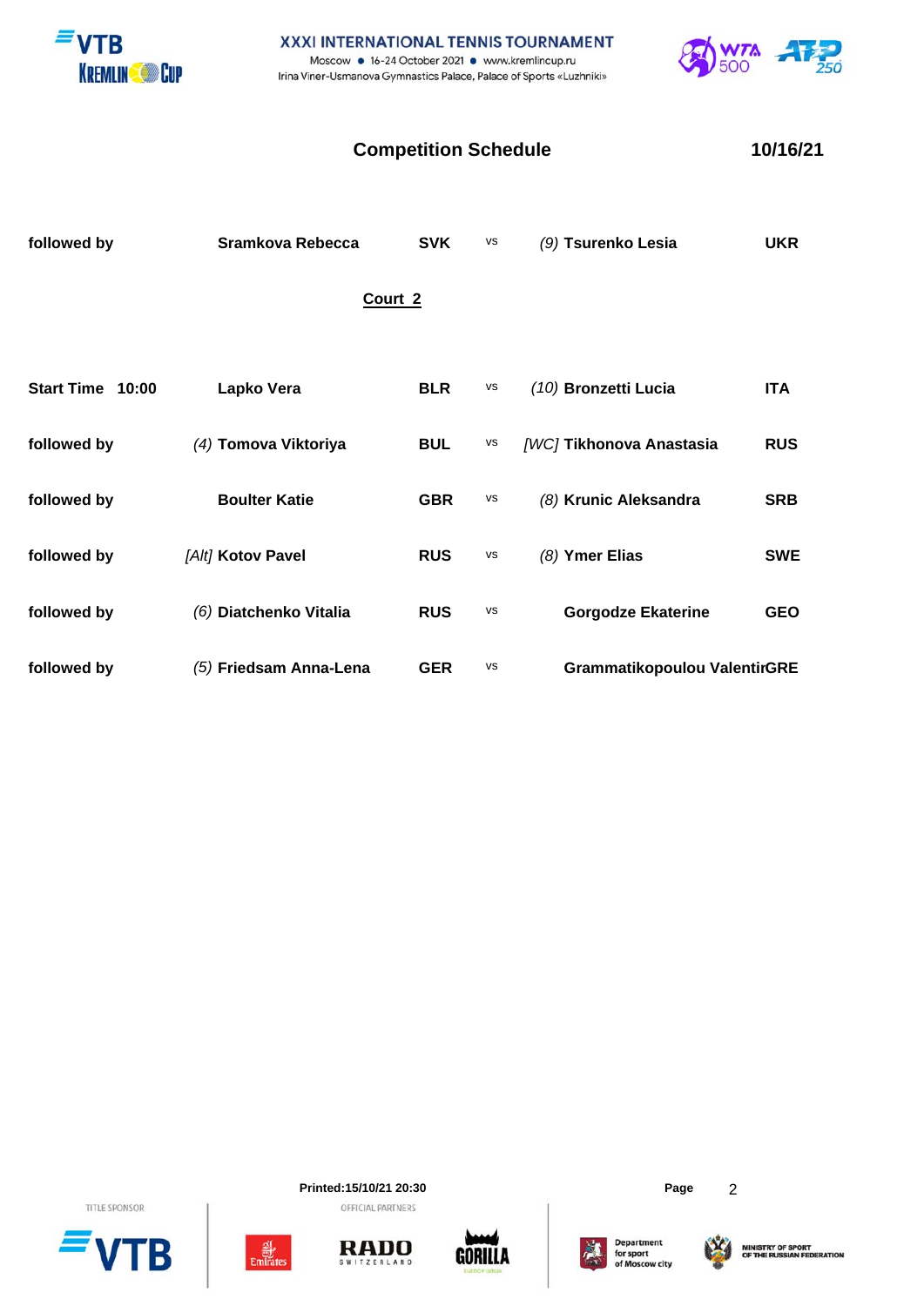## Competition Schedule

10/16/21

| | | | | | |
|---|---|---|---|---|---|
| **followed by** | **Sramkova Rebecca** | **SVK** | vs | *(9)* **Tsurenko Lesia** | **UKR** |

### Court 2

| | | | | | |
|---|---|---|---|---|---|
| **Start Time 10:00** | **Lapko Vera** | **BLR** | vs | *(10)* **Bronzetti Lucia** | **ITA** |
| **followed by** | *(4)* **Tomova Viktoriya** | **BUL** | vs | *[WC]* **Tikhonova Anastasia** | **RUS** |
| **followed by** | **Boulter Katie** | **GBR** | vs | *(8)* **Krunic Aleksandra** | **SRB** |
| **followed by** | *[Alt]* **Kotov Pavel** | **RUS** | vs | *(8)* **Ymer Elias** | **SWE** |
| **followed by** | *(6)* **Diatchenko Vitalia** | **RUS** | vs | **Gorgodze Ekaterine** | **GEO** |
| **followed by** | *(5)* **Friedsam Anna-Lena** | **GER** | vs | **Grammatikopoulou Valentir** | **GRE** |

**Printed:15/10/21 20:30**